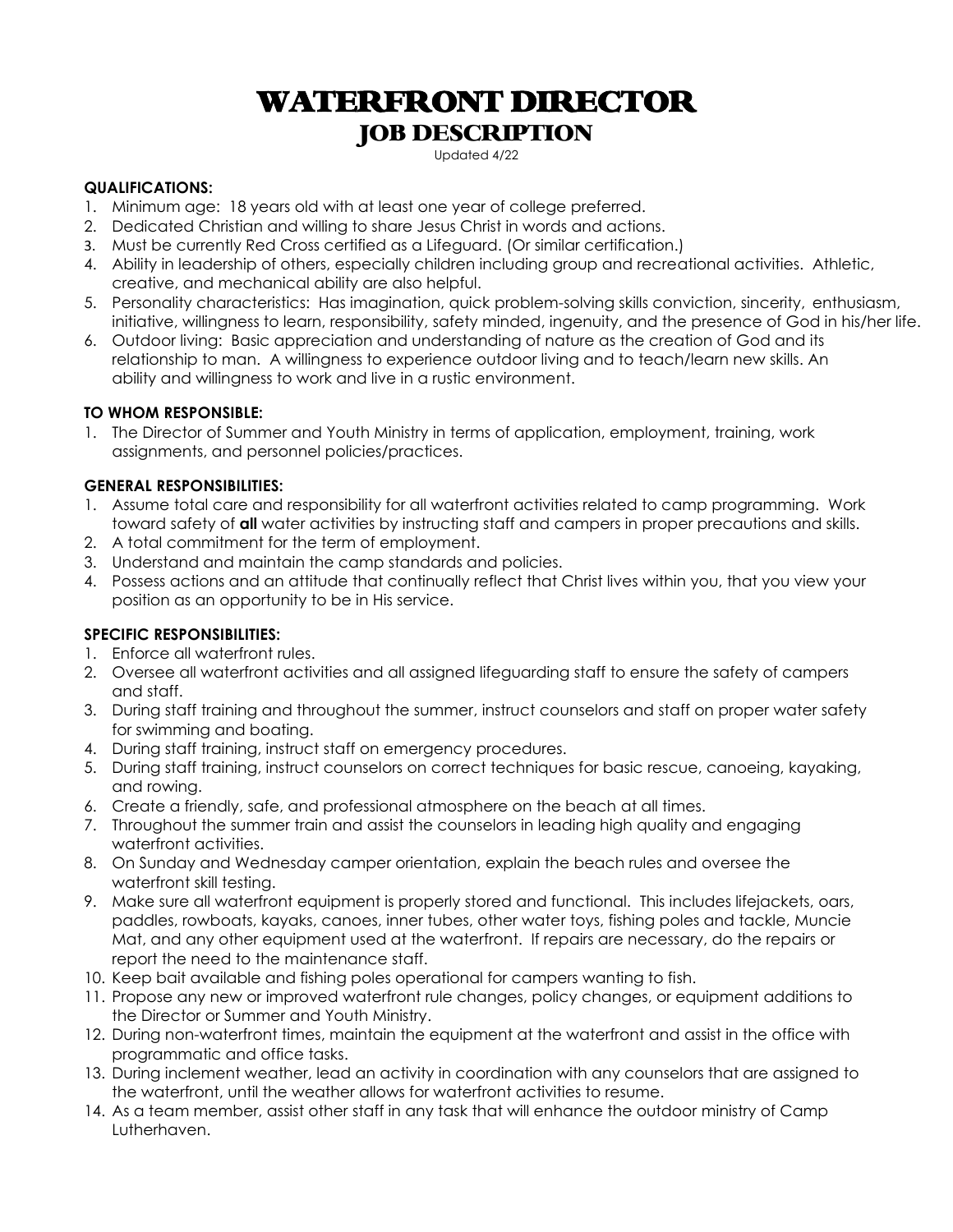# WATERFRONT DIRECTOR

## JOB DESCRIPTION

Updated 4/22

**QUALIFICATIONS:**

1. Minimum age: 18 years old with at least one year of college preferred.
2. Dedicated Christian and willing to share Jesus Christ in words and actions.
3. Must be currently Red Cross certified as a Lifeguard. (Or similar certification.)
4. Ability in leadership of others, especially children including group and recreational activities. Athletic, creative, and mechanical ability are also helpful.
5. Personality characteristics: Has imagination, quick problem-solving skills conviction, sincerity, enthusiasm, initiative, willingness to learn, responsibility, safety minded, ingenuity, and the presence of God in his/her life.
6. Outdoor living: Basic appreciation and understanding of nature as the creation of God and its relationship to man. A willingness to experience outdoor living and to teach/learn new skills. An ability and willingness to work and live in a rustic environment.

**TO WHOM RESPONSIBLE:**

1. The Director of Summer and Youth Ministry in terms of application, employment, training, work assignments, and personnel policies/practices.

**GENERAL RESPONSIBILITIES:**

1. Assume total care and responsibility for all waterfront activities related to camp programming. Work toward safety of **all** water activities by instructing staff and campers in proper precautions and skills.
2. A total commitment for the term of employment.
3. Understand and maintain the camp standards and policies.
4. Possess actions and an attitude that continually reflect that Christ lives within you, that you view your position as an opportunity to be in His service.

**SPECIFIC RESPONSIBILITIES:**

1. Enforce all waterfront rules.
2. Oversee all waterfront activities and all assigned lifeguarding staff to ensure the safety of campers and staff.
3. During staff training and throughout the summer, instruct counselors and staff on proper water safety for swimming and boating.
4. During staff training, instruct staff on emergency procedures.
5. During staff training, instruct counselors on correct techniques for basic rescue, canoeing, kayaking, and rowing.
6. Create a friendly, safe, and professional atmosphere on the beach at all times.
7. Throughout the summer train and assist the counselors in leading high quality and engaging waterfront activities.
8. On Sunday and Wednesday camper orientation, explain the beach rules and oversee the waterfront skill testing.
9. Make sure all waterfront equipment is properly stored and functional. This includes lifejackets, oars, paddles, rowboats, kayaks, canoes, inner tubes, other water toys, fishing poles and tackle, Muncie Mat, and any other equipment used at the waterfront. If repairs are necessary, do the repairs or report the need to the maintenance staff.
10. Keep bait available and fishing poles operational for campers wanting to fish.
11. Propose any new or improved waterfront rule changes, policy changes, or equipment additions to the Director or Summer and Youth Ministry.
12. During non-waterfront times, maintain the equipment at the waterfront and assist in the office with programmatic and office tasks.
13. During inclement weather, lead an activity in coordination with any counselors that are assigned to the waterfront, until the weather allows for waterfront activities to resume.
14. As a team member, assist other staff in any task that will enhance the outdoor ministry of Camp Lutherhaven.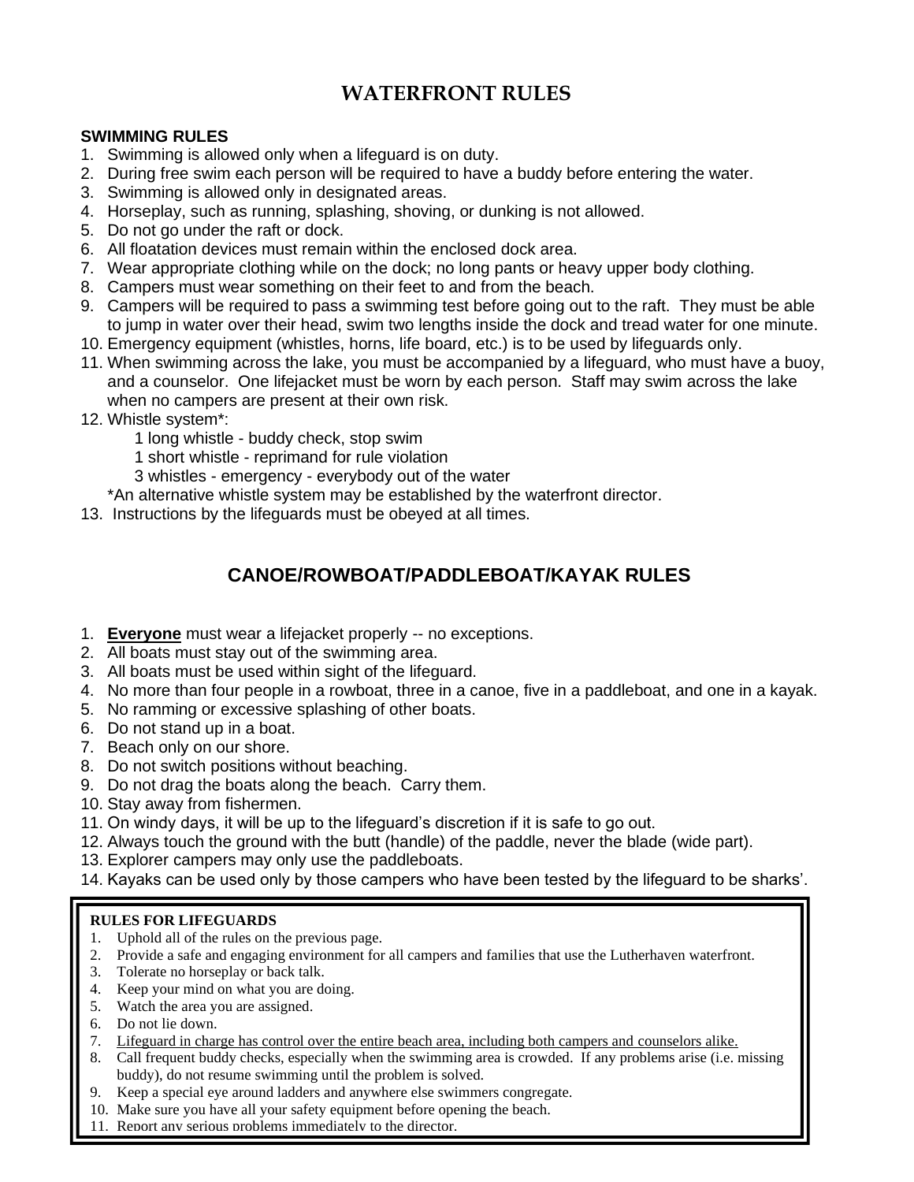# WATERFRONT RULES

**SWIMMING RULES**

1. Swimming is allowed only when a lifeguard is on duty.
2. During free swim each person will be required to have a buddy before entering the water.
3. Swimming is allowed only in designated areas.
4. Horseplay, such as running, splashing, shoving, or dunking is not allowed.
5. Do not go under the raft or dock.
6. All floatation devices must remain within the enclosed dock area.
7. Wear appropriate clothing while on the dock; no long pants or heavy upper body clothing.
8. Campers must wear something on their feet to and from the beach.
9. Campers will be required to pass a swimming test before going out to the raft. They must be able to jump in water over their head, swim two lengths inside the dock and tread water for one minute.
10. Emergency equipment (whistles, horns, life board, etc.) is to be used by lifeguards only.
11. When swimming across the lake, you must be accompanied by a lifeguard, who must have a buoy, and a counselor. One lifejacket must be worn by each person. Staff may swim across the lake when no campers are present at their own risk.
12. Whistle system*:
    - 1 long whistle - buddy check, stop swim
    - 1 short whistle - reprimand for rule violation
    - 3 whistles - emergency - everybody out of the water

    *An alternative whistle system may be established by the waterfront director.
13. Instructions by the lifeguards must be obeyed at all times.

## CANOE/ROWBOAT/PADDLEBOAT/KAYAK RULES

1. **Everyone** must wear a lifejacket properly -- no exceptions.
2. All boats must stay out of the swimming area.
3. All boats must be used within sight of the lifeguard.
4. No more than four people in a rowboat, three in a canoe, five in a paddleboat, and one in a kayak.
5. No ramming or excessive splashing of other boats.
6. Do not stand up in a boat.
7. Beach only on our shore.
8. Do not switch positions without beaching.
9. Do not drag the boats along the beach. Carry them.
10. Stay away from fishermen.
11. On windy days, it will be up to the lifeguard's discretion if it is safe to go out.
12. Always touch the ground with the butt (handle) of the paddle, never the blade (wide part).
13. Explorer campers may only use the paddleboats.
14. Kayaks can be used only by those campers who have been tested by the lifeguard to be sharks'.

**RULES FOR LIFEGUARDS**

1. Uphold all of the rules on the previous page.
2. Provide a safe and engaging environment for all campers and families that use the Lutherhaven waterfront.
3. Tolerate no horseplay or back talk.
4. Keep your mind on what you are doing.
5. Watch the area you are assigned.
6. Do not lie down.
7. <u>Lifeguard in charge has control over the entire beach area, including both campers and counselors alike.</u>
8. Call frequent buddy checks, especially when the swimming area is crowded. If any problems arise (i.e. missing buddy), do not resume swimming until the problem is solved.
9. Keep a special eye around ladders and anywhere else swimmers congregate.
10. Make sure you have all your safety equipment before opening the beach.
11. Report any serious problems immediately to the director.